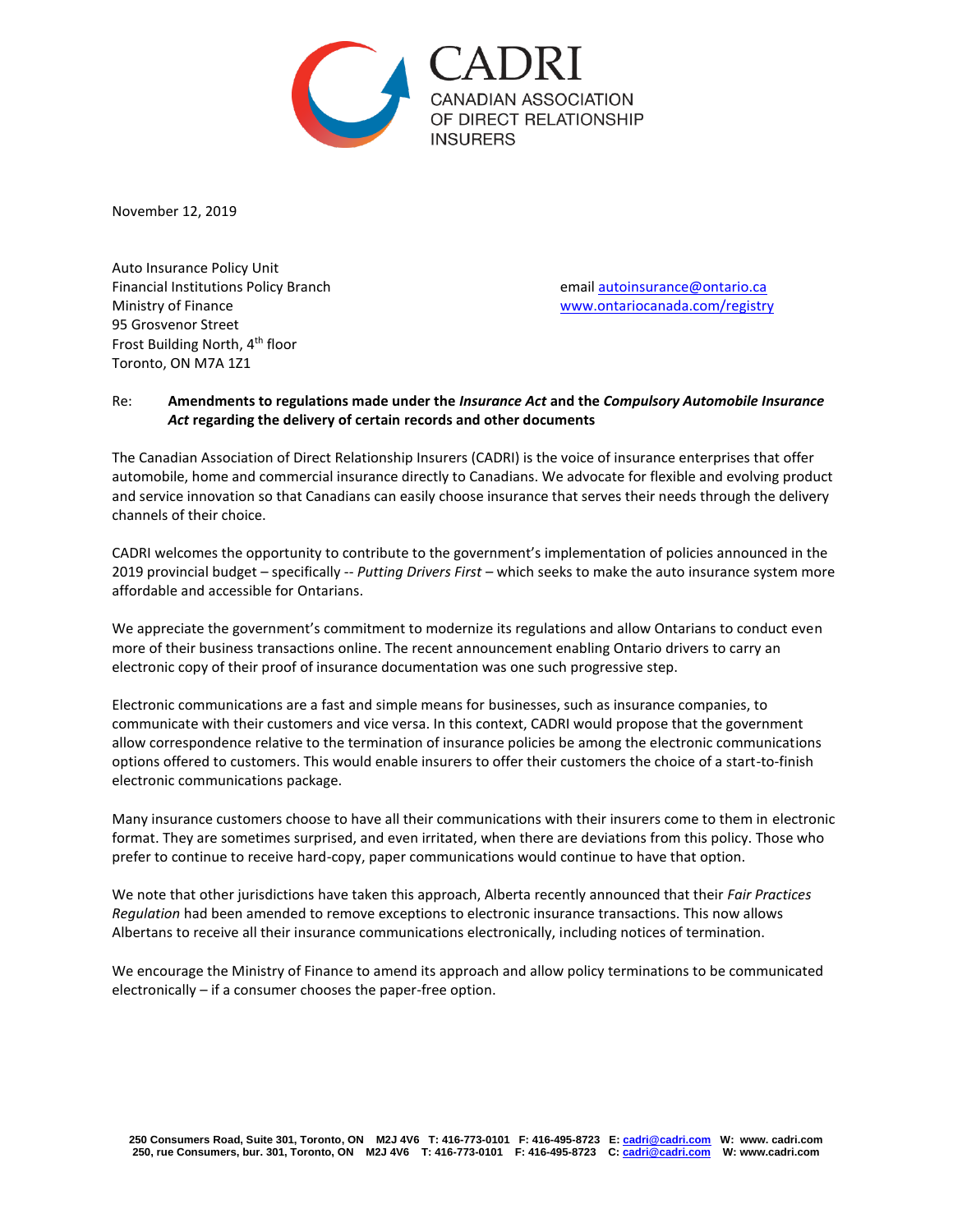# CADRI

CANADIAN ASSOCIATION OF DIRECT RELATIONSHIP INSURERS

November 12, 2019

Auto Insurance Policy Unit
Financial Institutions Policy Branch
Ministry of Finance
95 Grosvenor Street
Frost Building North, 4th floor
Toronto, ON M7A 1Z1

email autoinsurance@ontario.ca
www.ontariocanada.com/registry

Re: **Amendments to regulations made under the *Insurance Act* and the *Compulsory Automobile Insurance Act* regarding the delivery of certain records and other documents**

The Canadian Association of Direct Relationship Insurers (CADRI) is the voice of insurance enterprises that offer automobile, home and commercial insurance directly to Canadians. We advocate for flexible and evolving product and service innovation so that Canadians can easily choose insurance that serves their needs through the delivery channels of their choice.

CADRI welcomes the opportunity to contribute to the government's implementation of policies announced in the 2019 provincial budget – specifically -- *Putting Drivers First* – which seeks to make the auto insurance system more affordable and accessible for Ontarians.

We appreciate the government's commitment to modernize its regulations and allow Ontarians to conduct even more of their business transactions online. The recent announcement enabling Ontario drivers to carry an electronic copy of their proof of insurance documentation was one such progressive step.

Electronic communications are a fast and simple means for businesses, such as insurance companies, to communicate with their customers and vice versa. In this context, CADRI would propose that the government allow correspondence relative to the termination of insurance policies be among the electronic communications options offered to customers. This would enable insurers to offer their customers the choice of a start-to-finish electronic communications package.

Many insurance customers choose to have all their communications with their insurers come to them in electronic format. They are sometimes surprised, and even irritated, when there are deviations from this policy. Those who prefer to continue to receive hard-copy, paper communications would continue to have that option.

We note that other jurisdictions have taken this approach, Alberta recently announced that their *Fair Practices Regulation* had been amended to remove exceptions to electronic insurance transactions. This now allows Albertans to receive all their insurance communications electronically, including notices of termination.

We encourage the Ministry of Finance to amend its approach and allow policy terminations to be communicated electronically – if a consumer chooses the paper-free option.

250 Consumers Road, Suite 301, Toronto, ON M2J 4V6 T: 416-773-0101 F: 416-495-8723 E: cadri@cadri.com W: www. cadri.com
250, rue Consumers, bur. 301, Toronto, ON M2J 4V6 T: 416-773-0101 F: 416-495-8723 C: cadri@cadri.com W: www.cadri.com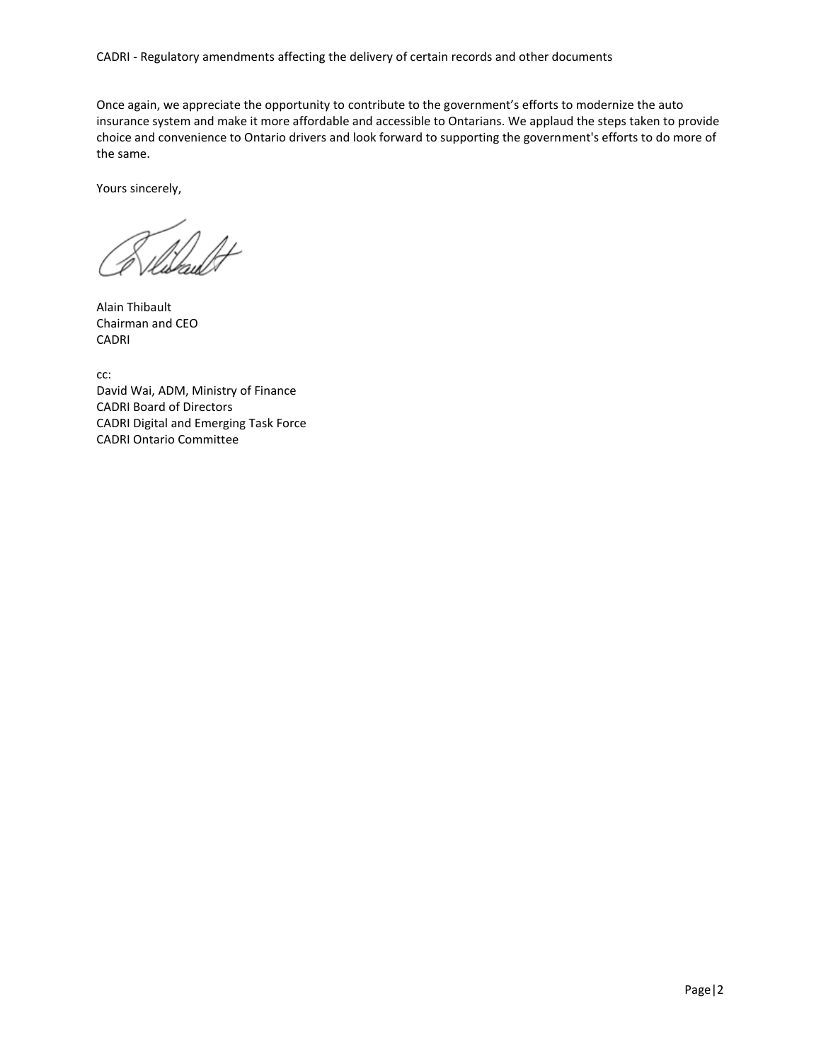Once again, we appreciate the opportunity to contribute to the government's efforts to modernize the auto insurance system and make it more affordable and accessible to Ontarians. We applaud the steps taken to provide choice and convenience to Ontario drivers and look forward to supporting the government's efforts to do more of the same.

Yours sincerely,

Alain Thibault
Chairman and CEO
CADRI

cc:
David Wai, ADM, Ministry of Finance
CADRI Board of Directors
CADRI Digital and Emerging Task Force
CADRI Ontario Committee